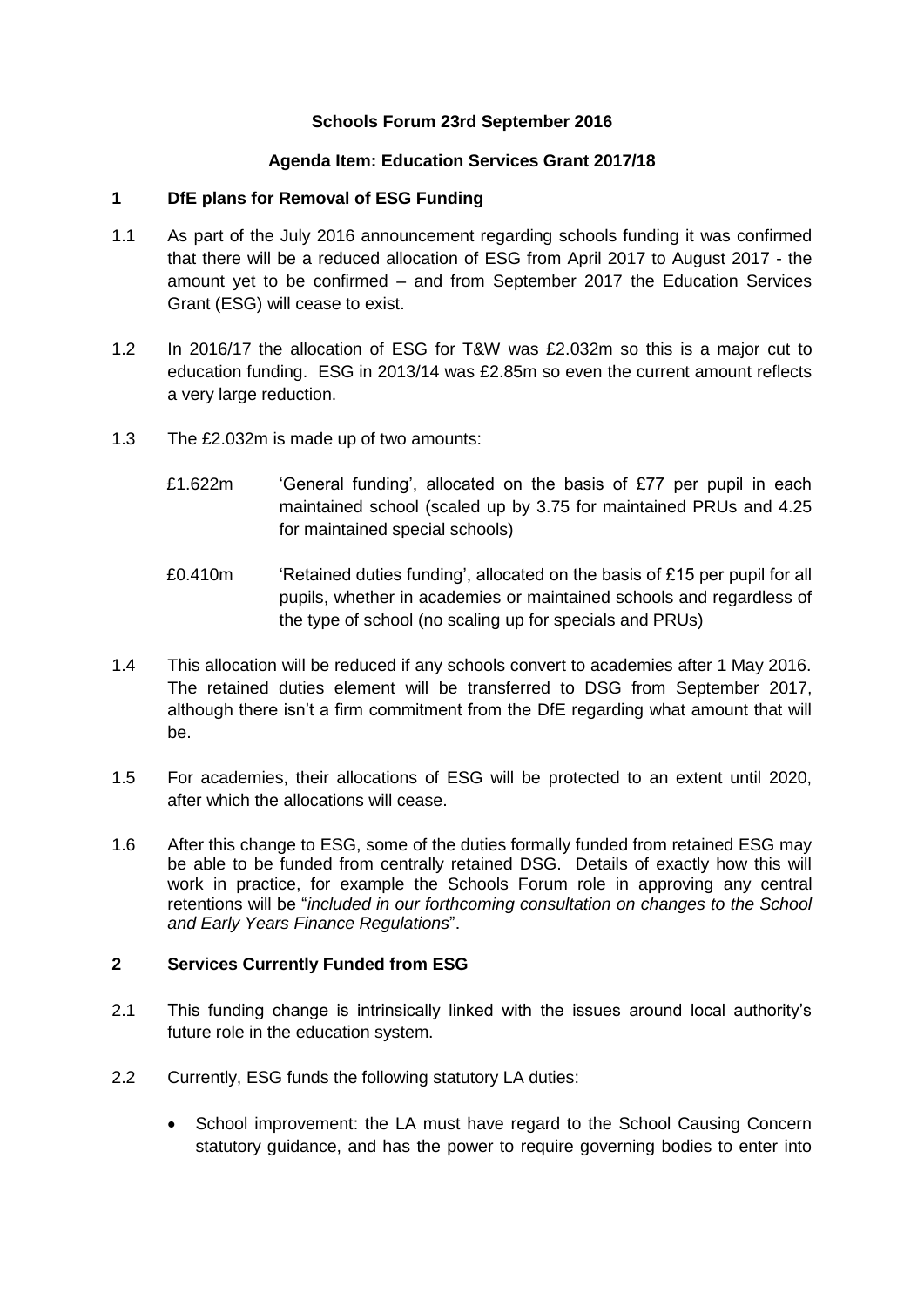**Schools Forum 23rd September 2016**

**Agenda Item: Education Services Grant 2017/18**

## 1 DfE plans for Removal of ESG Funding

1.1 As part of the July 2016 announcement regarding schools funding it was confirmed that there will be a reduced allocation of ESG from April 2017 to August 2017 - the amount yet to be confirmed – and from September 2017 the Education Services Grant (ESG) will cease to exist.

1.2 In 2016/17 the allocation of ESG for T&W was £2.032m so this is a major cut to education funding. ESG in 2013/14 was £2.85m so even the current amount reflects a very large reduction.

1.3 The £2.032m is made up of two amounts:

£1.622m 'General funding', allocated on the basis of £77 per pupil in each maintained school (scaled up by 3.75 for maintained PRUs and 4.25 for maintained special schools)

£0.410m 'Retained duties funding', allocated on the basis of £15 per pupil for all pupils, whether in academies or maintained schools and regardless of the type of school (no scaling up for specials and PRUs)

1.4 This allocation will be reduced if any schools convert to academies after 1 May 2016. The retained duties element will be transferred to DSG from September 2017, although there isn't a firm commitment from the DfE regarding what amount that will be.

1.5 For academies, their allocations of ESG will be protected to an extent until 2020, after which the allocations will cease.

1.6 After this change to ESG, some of the duties formally funded from retained ESG may be able to be funded from centrally retained DSG. Details of exactly how this will work in practice, for example the Schools Forum role in approving any central retentions will be "*included in our forthcoming consultation on changes to the School and Early Years Finance Regulations*".

## 2 Services Currently Funded from ESG

2.1 This funding change is intrinsically linked with the issues around local authority's future role in the education system.

2.2 Currently, ESG funds the following statutory LA duties:

- School improvement: the LA must have regard to the School Causing Concern statutory guidance, and has the power to require governing bodies to enter into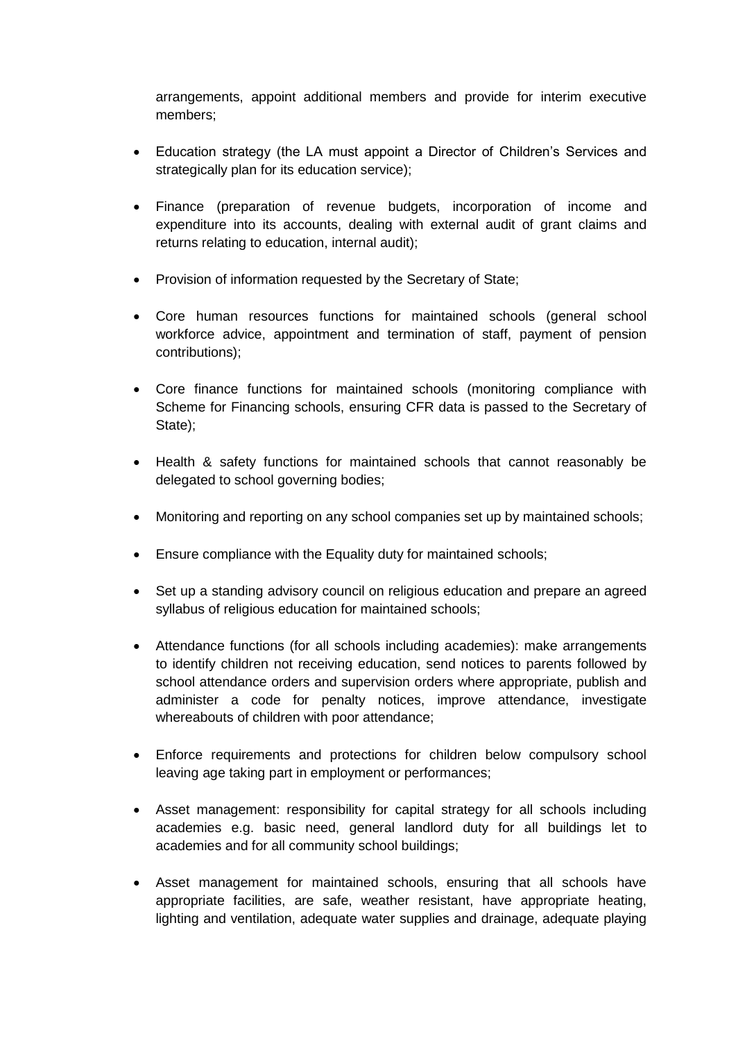arrangements, appoint additional members and provide for interim executive members;

- Education strategy (the LA must appoint a Director of Children's Services and strategically plan for its education service);

- Finance (preparation of revenue budgets, incorporation of income and expenditure into its accounts, dealing with external audit of grant claims and returns relating to education, internal audit);

- Provision of information requested by the Secretary of State;

- Core human resources functions for maintained schools (general school workforce advice, appointment and termination of staff, payment of pension contributions);

- Core finance functions for maintained schools (monitoring compliance with Scheme for Financing schools, ensuring CFR data is passed to the Secretary of State);

- Health & safety functions for maintained schools that cannot reasonably be delegated to school governing bodies;

- Monitoring and reporting on any school companies set up by maintained schools;

- Ensure compliance with the Equality duty for maintained schools;

- Set up a standing advisory council on religious education and prepare an agreed syllabus of religious education for maintained schools;

- Attendance functions (for all schools including academies): make arrangements to identify children not receiving education, send notices to parents followed by school attendance orders and supervision orders where appropriate, publish and administer a code for penalty notices, improve attendance, investigate whereabouts of children with poor attendance;

- Enforce requirements and protections for children below compulsory school leaving age taking part in employment or performances;

- Asset management: responsibility for capital strategy for all schools including academies e.g. basic need, general landlord duty for all buildings let to academies and for all community school buildings;

- Asset management for maintained schools, ensuring that all schools have appropriate facilities, are safe, weather resistant, have appropriate heating, lighting and ventilation, adequate water supplies and drainage, adequate playing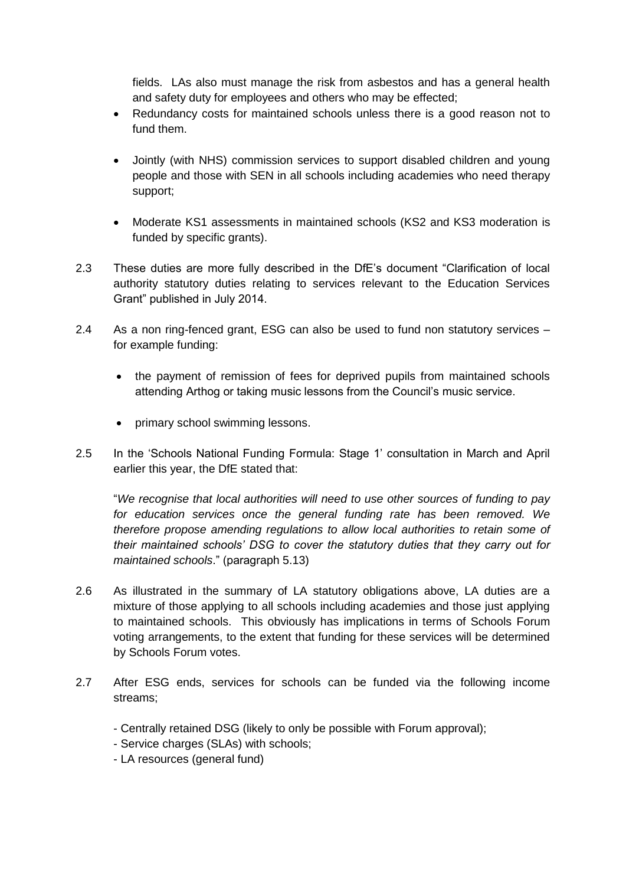fields. LAs also must manage the risk from asbestos and has a general health and safety duty for employees and others who may be effected;

- Redundancy costs for maintained schools unless there is a good reason not to fund them.

- Jointly (with NHS) commission services to support disabled children and young people and those with SEN in all schools including academies who need therapy support;

- Moderate KS1 assessments in maintained schools (KS2 and KS3 moderation is funded by specific grants).

2.3 These duties are more fully described in the DfE's document "Clarification of local authority statutory duties relating to services relevant to the Education Services Grant" published in July 2014.

2.4 As a non ring-fenced grant, ESG can also be used to fund non statutory services – for example funding:

- the payment of remission of fees for deprived pupils from maintained schools attending Arthog or taking music lessons from the Council's music service.

- primary school swimming lessons.

2.5 In the 'Schools National Funding Formula: Stage 1' consultation in March and April earlier this year, the DfE stated that:

"*We recognise that local authorities will need to use other sources of funding to pay for education services once the general funding rate has been removed. We therefore propose amending regulations to allow local authorities to retain some of their maintained schools' DSG to cover the statutory duties that they carry out for maintained schools*." (paragraph 5.13)

2.6 As illustrated in the summary of LA statutory obligations above, LA duties are a mixture of those applying to all schools including academies and those just applying to maintained schools. This obviously has implications in terms of Schools Forum voting arrangements, to the extent that funding for these services will be determined by Schools Forum votes.

2.7 After ESG ends, services for schools can be funded via the following income streams;

- Centrally retained DSG (likely to only be possible with Forum approval);
- Service charges (SLAs) with schools;
- LA resources (general fund)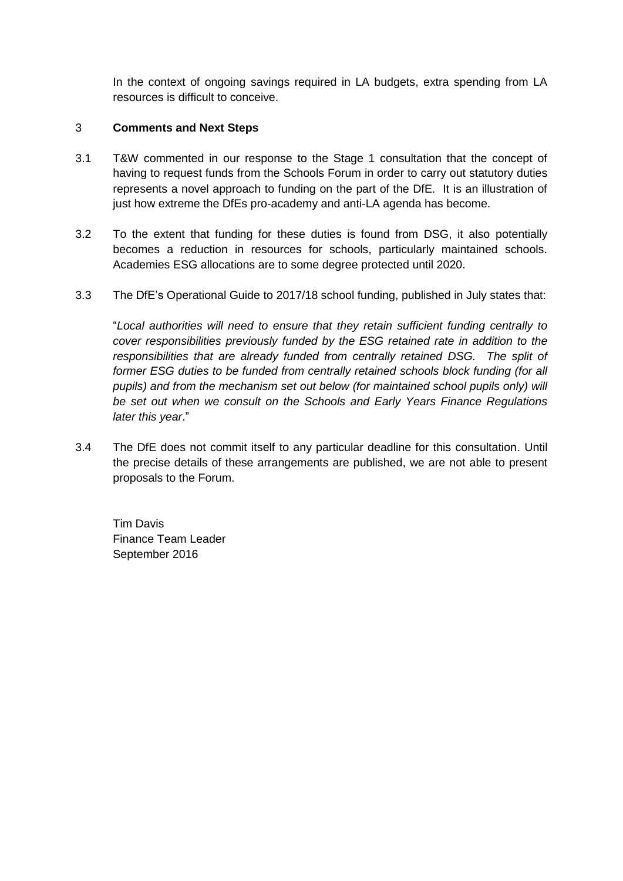In the context of ongoing savings required in LA budgets, extra spending from LA resources is difficult to conceive.

## 3 Comments and Next Steps

3.1 T&W commented in our response to the Stage 1 consultation that the concept of having to request funds from the Schools Forum in order to carry out statutory duties represents a novel approach to funding on the part of the DfE. It is an illustration of just how extreme the DfEs pro-academy and anti-LA agenda has become.

3.2 To the extent that funding for these duties is found from DSG, it also potentially becomes a reduction in resources for schools, particularly maintained schools. Academies ESG allocations are to some degree protected until 2020.

3.3 The DfE's Operational Guide to 2017/18 school funding, published in July states that:

"*Local authorities will need to ensure that they retain sufficient funding centrally to cover responsibilities previously funded by the ESG retained rate in addition to the responsibilities that are already funded from centrally retained DSG. The split of former ESG duties to be funded from centrally retained schools block funding (for all pupils) and from the mechanism set out below (for maintained school pupils only) will be set out when we consult on the Schools and Early Years Finance Regulations later this year*."

3.4 The DfE does not commit itself to any particular deadline for this consultation. Until the precise details of these arrangements are published, we are not able to present proposals to the Forum.

Tim Davis
Finance Team Leader
September 2016